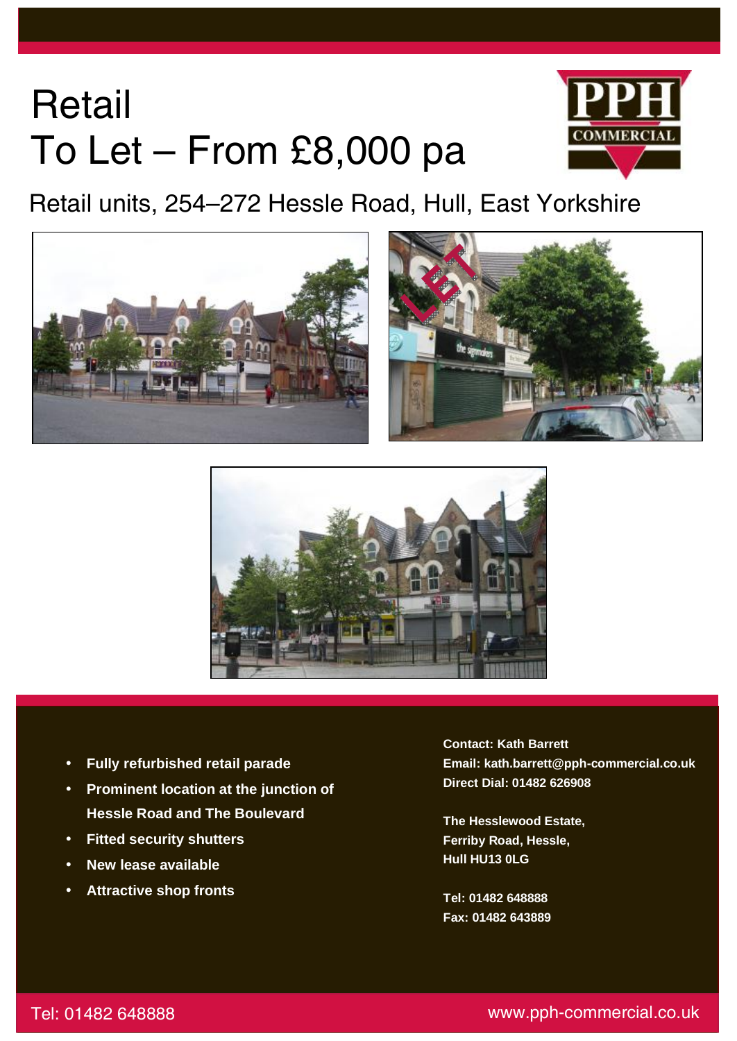# Retail
# To Let – From £8,000 pa

PPH COMMERCIAL

## Retail units, 254–272 Hessle Road, Hull, East Yorkshire

- **Fully refurbished retail parade**
- **Prominent location at the junction of Hessle Road and The Boulevard**
- **Fitted security shutters**
- **New lease available**
- **Attractive shop fronts**

**Contact: Kath Barrett**
**Email: kath.barrett@pph-commercial.co.uk**
**Direct Dial: 01482 626908**

**The Hesslewood Estate,**
**Ferriby Road, Hessle,**
**Hull HU13 0LG**

**Tel: 01482 648888**
**Fax: 01482 643889**

Tel: 01482 648888

www.pph-commercial.co.uk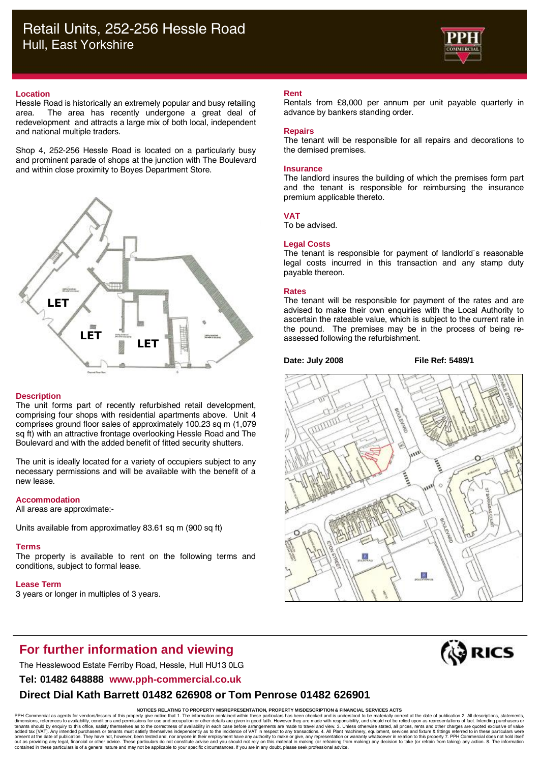# Retail Units, 252-256 Hessle Road
## Hull, East Yorkshire

### Location

Hessle Road is historically an extremely popular and busy retailing area. The area has recently undergone a great deal of redevelopment and attracts a large mix of both local, independent and national multiple traders.

Shop 4, 252-256 Hessle Road is located on a particularly busy and prominent parade of shops at the junction with The Boulevard and within close proximity to Boyes Department Store.

LET

LET

LET

### Description

The unit forms part of recently refurbished retail development, comprising four shops with residential apartments above. Unit 4 comprises ground floor sales of approximately 100.23 sq m (1,079 sq ft) with an attractive frontage overlooking Hessle Road and The Boulevard and with the added benefit of fitted security shutters.

The unit is ideally located for a variety of occupiers subject to any necessary permissions and will be available with the benefit of a new lease.

### Accommodation

All areas are approximate:-

Units available from approximatley 83.61 sq m (900 sq ft)

### Terms

The property is available to rent on the following terms and conditions, subject to formal lease.

### Lease Term

3 years or longer in multiples of 3 years.

### Rent

Rentals from £8,000 per annum per unit payable quarterly in advance by bankers standing order.

### Repairs

The tenant will be responsible for all repairs and decorations to the demised premises.

### Insurance

The landlord insures the building of which the premises form part and the tenant is responsible for reimbursing the insurance premium applicable thereto.

### VAT

To be advised.

### Legal Costs

The tenant is responsible for payment of landlorld`s reasonable legal costs incurred in this transaction and any stamp duty payable thereon.

### Rates

The tenant will be responsible for payment of the rates and are advised to make their own enquiries with the Local Authority to ascertain the rateable value, which is subject to the current rate in the pound. The premises may be in the process of being re-assessed following the refurbishment.

**Date: July 2008** **File Ref: 5489/1**

BOULEVARD

ST BARNABAS COURT

BOULEVARD

ETON STREET

## For further information and viewing

The Hesslewood Estate Ferriby Road, Hessle, Hull HU13 0LG

**Tel: 01482 648888 www.pph-commercial.co.uk**

**Direct Dial Kath Barrett 01482 626908 or Tom Penrose 01482 626901**

**NOTICES RELATING TO PROPERTY MISREPRESENTATION, PROPERTY MISDESCRIPTION & FINANCIAL SERVICES ACTS**

PPH Commercial as agents for vendors/lessors of this property give notice that 1. The information contained within these particulars has been checked and is understood to be materially correct at the date of publication 2. All descriptions, statements, dimensions, references to availability, conditions and permissions for use and occupation or other details are given in good faith. However they are made with responsibility, and should not be relied upon as representations of fact. Intending purchasers or tenants should by enquiry to this office, satisfy themselves as to the correctness of availability in each case before arrangements are made to travel and view. 3. Unless otherwise stated, all prices, rents and other charges are quoted exclusive of value added tax [VAT]. Any intended purchasers or tenants must satisfy themselves independently as to the incidence of VAT in respect to any transactions. 4. All Plant machinery, equipment, services and fixture & fittings referred to in these particulars were present at the date of publication. They have not, however, been tested and, nor anyone in their employment have any authority to make or give, any representation or warranty whatsoever in relation to this property 7. PPH Commercial does not hold itself out as providing any legal, financial or other advice. These particulars do not constitute advise and you should not rely on this material in making (or refraining from making) any decision to take (or refrain from taking) any action. 8. The information contained in these particulars is of a general nature and may not be applicable to your specific circumstances. If you are in any doubt, please seek professional advice.